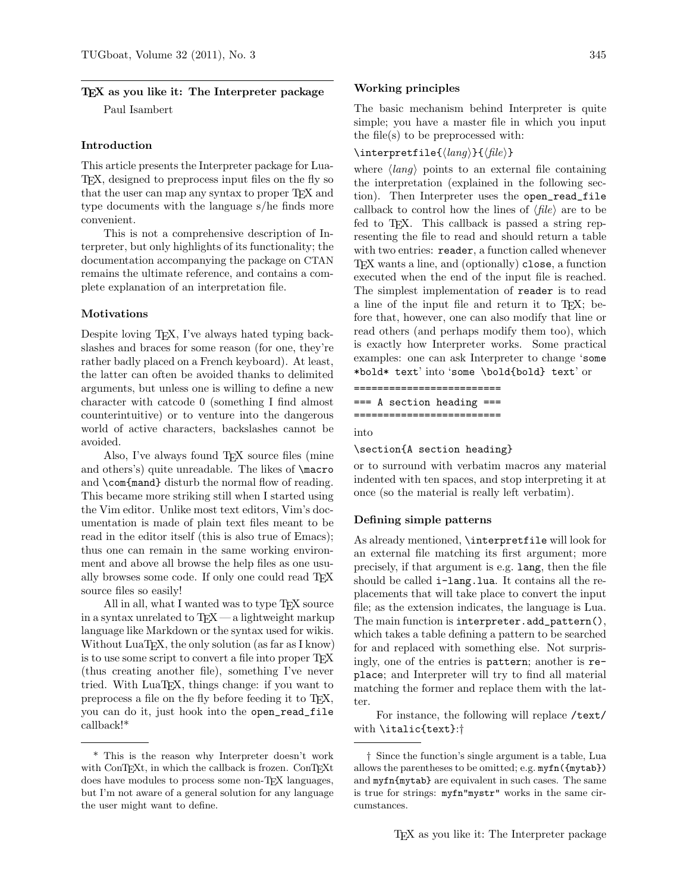# TeX as you like it: The Interpreter package

Paul Isambert

## Introduction

This article presents the Interpreter package for LuaTeX, designed to preprocess input files on the fly so that the user can map any syntax to proper TeX and type documents with the language s/he finds more convenient.

This is not a comprehensive description of Interpreter, but only highlights of its functionality; the documentation accompanying the package on CTAN remains the ultimate reference, and contains a complete explanation of an interpretation file.

## Motivations

Despite loving TeX, I've always hated typing backslashes and braces for some reason (for one, they're rather badly placed on a French keyboard). At least, the latter can often be avoided thanks to delimited arguments, but unless one is willing to define a new character with catcode 0 (something I find almost counterintuitive) or to venture into the dangerous world of active characters, backslashes cannot be avoided.

Also, I've always found TeX source files (mine and others's) quite unreadable. The likes of `\macro` and `\com{mand}` disturb the normal flow of reading. This became more striking still when I started using the Vim editor. Unlike most text editors, Vim's documentation is made of plain text files meant to be read in the editor itself (this is also true of Emacs); thus one can remain in the same working environment and above all browse the help files as one usually browses some code. If only one could read TeX source files so easily!

All in all, what I wanted was to type TeX source in a syntax unrelated to TeX — a lightweight markup language like Markdown or the syntax used for wikis. Without LuaTeX, the only solution (as far as I know) is to use some script to convert a file into proper TeX (thus creating another file), something I've never tried. With LuaTeX, things change: if you want to preprocess a file on the fly before feeding it to TeX, you can do it, just hook into the `open_read_file` callback!*

\* This is the reason why Interpreter doesn't work with ConTeXt, in which the callback is frozen. ConTeXt does have modules to process some non-TeX languages, but I'm not aware of a general solution for any language the user might want to define.

## Working principles

The basic mechanism behind Interpreter is quite simple; you have a master file in which you input the file(s) to be preprocessed with:

`\interpretfile{⟨lang⟩}{⟨file⟩}`

where ⟨*lang*⟩ points to an external file containing the interpretation (explained in the following section). Then Interpreter uses the `open_read_file` callback to control how the lines of ⟨*file*⟩ are to be fed to TeX. This callback is passed a string representing the file to read and should return a table with two entries: `reader`, a function called whenever TeX wants a line, and (optionally) `close`, a function executed when the end of the input file is reached. The simplest implementation of `reader` is to read a line of the input file and return it to TeX; before that, however, one can also modify that line or read others (and perhaps modify them too), which is exactly how Interpreter works. Some practical examples: one can ask Interpreter to change '`some *bold* text`' into '`some \bold{bold} text`' or

```
========================
=== A section heading ===
========================
```

into

```
\section{A section heading}
```

or to surround with verbatim macros any material indented with ten spaces, and stop interpreting it at once (so the material is really left verbatim).

## Defining simple patterns

As already mentioned, `\interpretfile` will look for an external file matching its first argument; more precisely, if that argument is e.g. `lang`, then the file should be called `i-lang.lua`. It contains all the replacements that will take place to convert the input file; as the extension indicates, the language is Lua. The main function is `interpreter.add_pattern()`, which takes a table defining a pattern to be searched for and replaced with something else. Not surprisingly, one of the entries is `pattern`; another is `replace`; and Interpreter will try to find all material matching the former and replace them with the latter.

For instance, the following will replace `/text/` with `\italic{text}`:†

† Since the function's single argument is a table, Lua allows the parentheses to be omitted; e.g. `myfn({mytab})` and `myfn{mytab}` are equivalent in such cases. The same is true for strings: `myfn"mystr"` works in the same circumstances.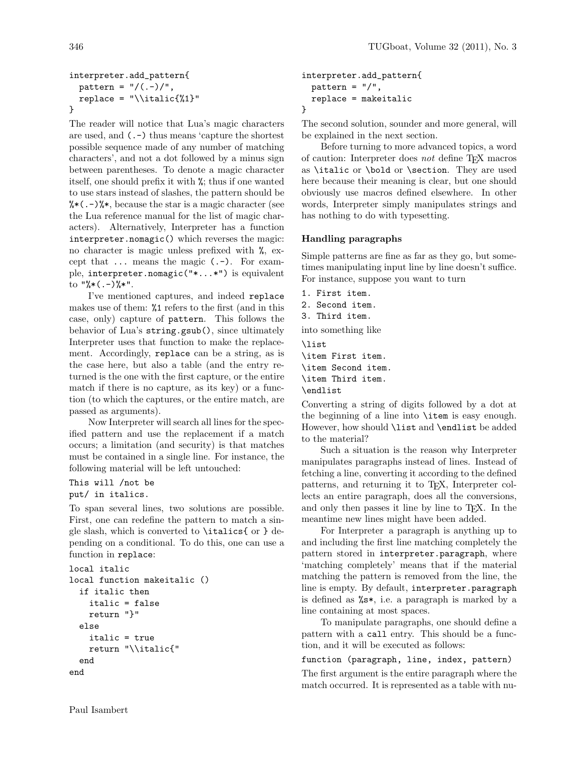```
interpreter.add_pattern{
  pattern = "/(.-)/",
  replace = "\\italic{%1}"
}
```

The reader will notice that Lua's magic characters are used, and `(.-)` thus means 'capture the shortest possible sequence made of any number of matching characters', and not a dot followed by a minus sign between parentheses. To denote a magic character itself, one should prefix it with `%`; thus if one wanted to use stars instead of slashes, the pattern should be `%*(.-)%*`, because the star is a magic character (see the Lua reference manual for the list of magic characters). Alternatively, Interpreter has a function `interpreter.nomagic()` which reverses the magic: no character is magic unless prefixed with `%`, except that `...` means the magic `(.-)`. For example, `interpreter.nomagic("*...*")` is equivalent to `"%*(.-)%*"`.

I've mentioned captures, and indeed `replace` makes use of them: `%1` refers to the first (and in this case, only) capture of `pattern`. This follows the behavior of Lua's `string.gsub()`, since ultimately Interpreter uses that function to make the replacement. Accordingly, `replace` can be a string, as is the case here, but also a table (and the entry returned is the one with the first capture, or the entire match if there is no capture, as its key) or a function (to which the captures, or the entire match, are passed as arguments).

Now Interpreter will search all lines for the specified pattern and use the replacement if a match occurs; a limitation (and security) is that matches must be contained in a single line. For instance, the following material will be left untouched:

```
This will /not be
put/ in italics.
```

To span several lines, two solutions are possible. First, one can redefine the pattern to match a single slash, which is converted to `\italics{` or `}` depending on a conditional. To do this, one can use a function in `replace`:

```
local italic
local function makeitalic ()
  if italic then
    italic = false
    return "}"
  else
    italic = true
    return "\\italic{"
  end
end
```

```
interpreter.add_pattern{
  pattern = "/",
  replace = makeitalic
}
```

The second solution, sounder and more general, will be explained in the next section.

Before turning to more advanced topics, a word of caution: Interpreter does *not* define TeX macros as `\italic` or `\bold` or `\section`. They are used here because their meaning is clear, but one should obviously use macros defined elsewhere. In other words, Interpreter simply manipulates strings and has nothing to do with typesetting.

### Handling paragraphs

Simple patterns are fine as far as they go, but sometimes manipulating input line by line doesn't suffice. For instance, suppose you want to turn

```
1. First item.
2. Second item.
3. Third item.
```

into something like

```
\list
\item First item.
\item Second item.
\item Third item.
\endlist
```

Converting a string of digits followed by a dot at the beginning of a line into `\item` is easy enough. However, how should `\list` and `\endlist` be added to the material?

Such a situation is the reason why Interpreter manipulates paragraphs instead of lines. Instead of fetching a line, converting it according to the defined patterns, and returning it to TeX, Interpreter collects an entire paragraph, does all the conversions, and only then passes it line by line to TeX. In the meantime new lines might have been added.

For Interpreter a paragraph is anything up to and including the first line matching completely the pattern stored in `interpreter.paragraph`, where 'matching completely' means that if the material matching the pattern is removed from the line, the line is empty. By default, `interpreter.paragraph` is defined as `%s*`, i.e. a paragraph is marked by a line containing at most spaces.

To manipulate paragraphs, one should define a pattern with a `call` entry. This should be a function, and it will be executed as follows:

```
function (paragraph, line, index, pattern)
```

The first argument is the entire paragraph where the match occurred. It is represented as a table with nu-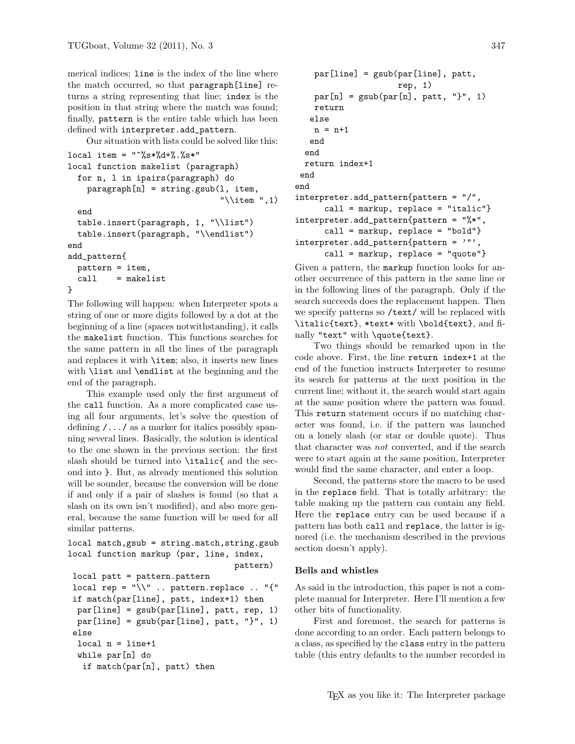merical indices; `line` is the index of the line where the match occurred, so that `paragraph[line]` returns a string representing that line; `index` is the position in that string where the match was found; finally, `pattern` is the entire table which has been defined with `interpreter.add_pattern`.

Our situation with lists could be solved like this:

```
local item = "^%s*%d+%.%s*"
local function makelist (paragraph)
  for n, l in ipairs(paragraph) do
    paragraph[n] = string.gsub(l, item,
                                "\\item ",1)
  end
  table.insert(paragraph, 1, "\\list")
  table.insert(paragraph, "\\endlist")
end
add_pattern{
  pattern = item,
  call    = makelist
}
```

The following will happen: when Interpreter spots a string of one or more digits followed by a dot at the beginning of a line (spaces notwithstanding), it calls the `makelist` function. This functions searches for the same pattern in all the lines of the paragraph and replaces it with `\item`; also, it inserts new lines with `\list` and `\endlist` at the beginning and the end of the paragraph.

This example used only the first argument of the `call` function. As a more complicated case using all four arguments, let's solve the question of defining `/.../` as a marker for italics possibly spanning several lines. Basically, the solution is identical to the one shown in the previous section: the first slash should be turned into `\italic{` and the second into `}`. But, as already mentioned this solution will be sounder, because the conversion will be done if and only if a pair of slashes is found (so that a slash on its own isn't modified), and also more general, because the same function will be used for all similar patterns.

```
local match,gsub = string.match,string.gsub
local function markup (par, line, index,
                                  pattern)
 local patt = pattern.pattern
 local rep = "\\" .. pattern.replace .. "{"
 if match(par[line], patt, index+1) then
  par[line] = gsub(par[line], patt, rep, 1)
  par[line] = gsub(par[line], patt, "}", 1)
 else
  local n = line+1
  while par[n] do
   if match(par[n], patt) then
    par[line] = gsub(par[line], patt,
                     rep, 1)
    par[n] = gsub(par[n], patt, "}", 1)
    return
   else
    n = n+1
   end
  end
  return index+1
 end
end
interpreter.add_pattern{pattern = "/",
      call = markup, replace = "italic"}
interpreter.add_pattern{pattern = "%*",
      call = markup, replace = "bold"}
interpreter.add_pattern{pattern = '"',
      call = markup, replace = "quote"}
```

Given a pattern, the `markup` function looks for another occurrence of this pattern in the same line or in the following lines of the paragraph. Only if the search succeeds does the replacement happen. Then we specify patterns so `/text/` will be replaced with `\italic{text}`, `*text*` with `\bold{text}`, and finally `"text"` with `\quote{text}`.

Two things should be remarked upon in the code above. First, the line `return index+1` at the end of the function instructs Interpreter to resume its search for patterns at the next position in the current line; without it, the search would start again at the same position where the pattern was found. This `return` statement occurs if no matching character was found, i.e. if the pattern was launched on a lonely slash (or star or double quote). Thus that character was *not* converted, and if the search were to start again at the same position, Interpreter would find the same character, and enter a loop.

Second, the patterns store the macro to be used in the `replace` field. That is totally arbitrary: the table making up the pattern can contain any field. Here the `replace` entry can be used because if a pattern has both `call` and `replace`, the latter is ignored (i.e. the mechanism described in the previous section doesn't apply).

### Bells and whistles

As said in the introduction, this paper is not a complete manual for Interpreter. Here I'll mention a few other bits of functionality.

First and foremost, the search for patterns is done according to an order. Each pattern belongs to a class, as specified by the `class` entry in the pattern table (this entry defaults to the number recorded in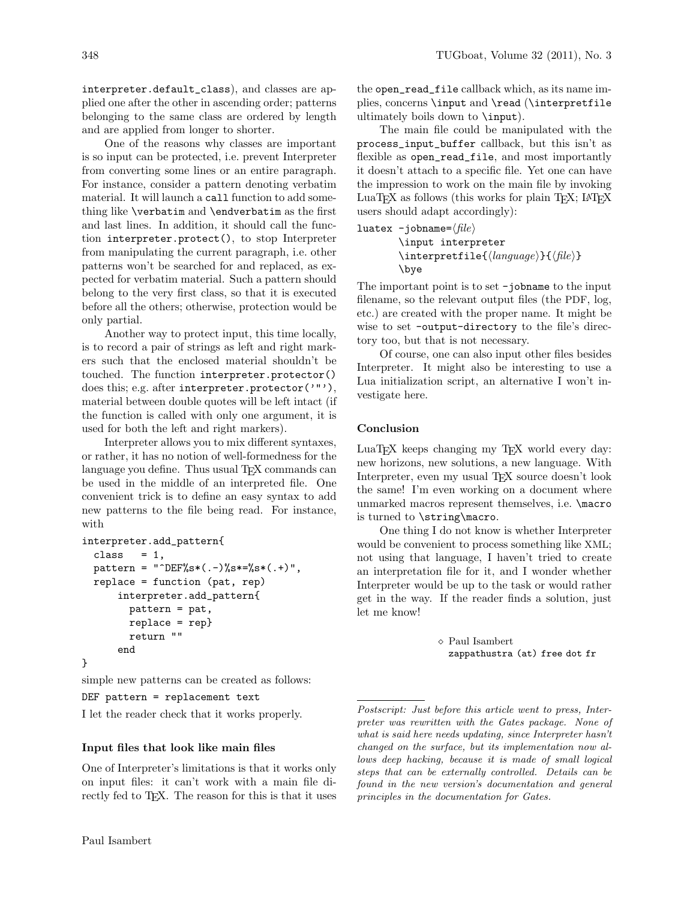interpreter.default_class), and classes are applied one after the other in ascending order; patterns belonging to the same class are ordered by length and are applied from longer to shorter.

One of the reasons why classes are important is so input can be protected, i.e. prevent Interpreter from converting some lines or an entire paragraph. For instance, consider a pattern denoting verbatim material. It will launch a `call` function to add something like `\verbatim` and `\endverbatim` as the first and last lines. In addition, it should call the function `interpreter.protect()`, to stop Interpreter from manipulating the current paragraph, i.e. other patterns won't be searched for and replaced, as expected for verbatim material. Such a pattern should belong to the very first class, so that it is executed before all the others; otherwise, protection would be only partial.

Another way to protect input, this time locally, is to record a pair of strings as left and right markers such that the enclosed material shouldn't be touched. The function `interpreter.protector()` does this; e.g. after `interpreter.protector('"')`, material between double quotes will be left intact (if the function is called with only one argument, it is used for both the left and right markers).

Interpreter allows you to mix different syntaxes, or rather, it has no notion of well-formedness for the language you define. Thus usual TeX commands can be used in the middle of an interpreted file. One convenient trick is to define an easy syntax to add new patterns to the file being read. For instance, with

```
interpreter.add_pattern{
  class   = 1,
  pattern = "^DEF%s*(.-)%s*=%s*(.+)",
  replace = function (pat, rep)
      interpreter.add_pattern{
        pattern = pat,
        replace = rep}
        return ""
      end
}
```

simple new patterns can be created as follows:

```
DEF pattern = replacement text
```

I let the reader check that it works properly.

### Input files that look like main files

One of Interpreter's limitations is that it works only on input files: it can't work with a main file directly fed to TeX. The reason for this is that it uses the `open_read_file` callback which, as its name implies, concerns `\input` and `\read` (`\interpretfile` ultimately boils down to `\input`).

The main file could be manipulated with the `process_input_buffer` callback, but this isn't as flexible as `open_read_file`, and most importantly it doesn't attach to a specific file. Yet one can have the impression to work on the main file by invoking LuaTeX as follows (this works for plain TeX; LaTeX users should adapt accordingly):

```
luatex -jobname=⟨file⟩
        \input interpreter
        \interpretfile{⟨language⟩}{⟨file⟩}
        \bye
```

The important point is to set `-jobname` to the input filename, so the relevant output files (the PDF, log, etc.) are created with the proper name. It might be wise to set `-output-directory` to the file's directory too, but that is not necessary.

Of course, one can also input other files besides Interpreter. It might also be interesting to use a Lua initialization script, an alternative I won't investigate here.

### Conclusion

LuaTeX keeps changing my TeX world every day: new horizons, new solutions, a new language. With Interpreter, even my usual TeX source doesn't look the same! I'm even working on a document where unmarked macros represent themselves, i.e. `\macro` is turned to `\string\macro`.

One thing I do not know is whether Interpreter would be convenient to process something like XML; not using that language, I haven't tried to create an interpretation file for it, and I wonder whether Interpreter would be up to the task or would rather get in the way. If the reader finds a solution, just let me know!

◇ Paul Isambert
zappathustra (at) free dot fr

---

*Postscript: Just before this article went to press, Interpreter was rewritten with the Gates package. None of what is said here needs updating, since Interpreter hasn't changed on the surface, but its implementation now allows deep hacking, because it is made of small logical steps that can be externally controlled. Details can be found in the new version's documentation and general principles in the documentation for Gates.*